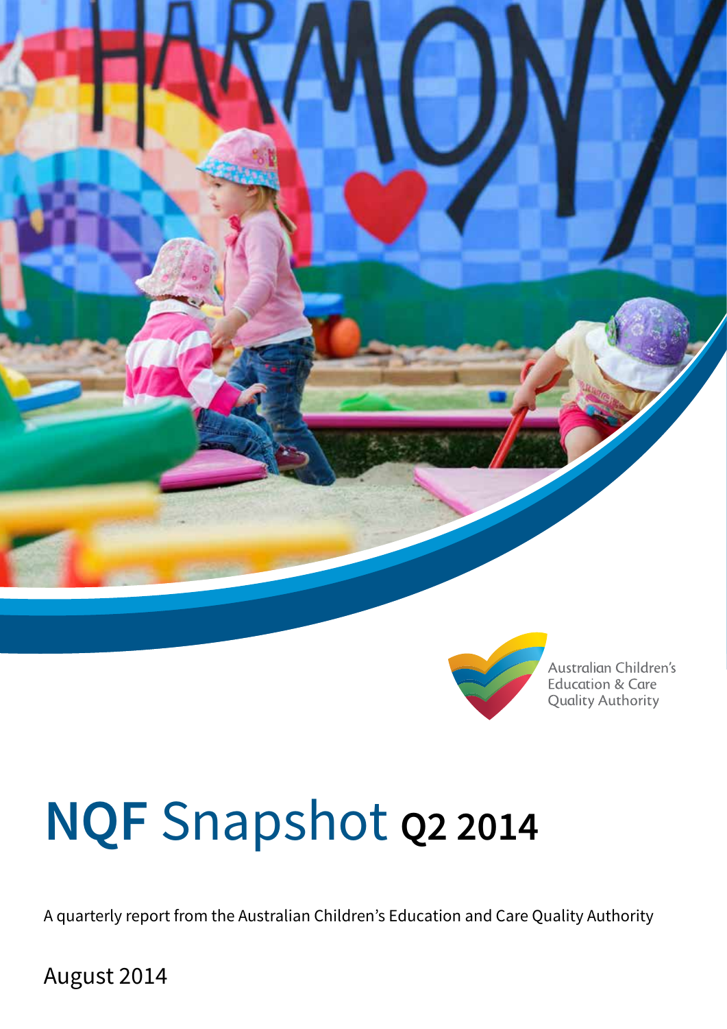Australian Children's Education & Care Quality Authority

# NQF Snapshot Q2 2014

A quarterly report from the Australian Children's Education and Care Quality Authority

August 2014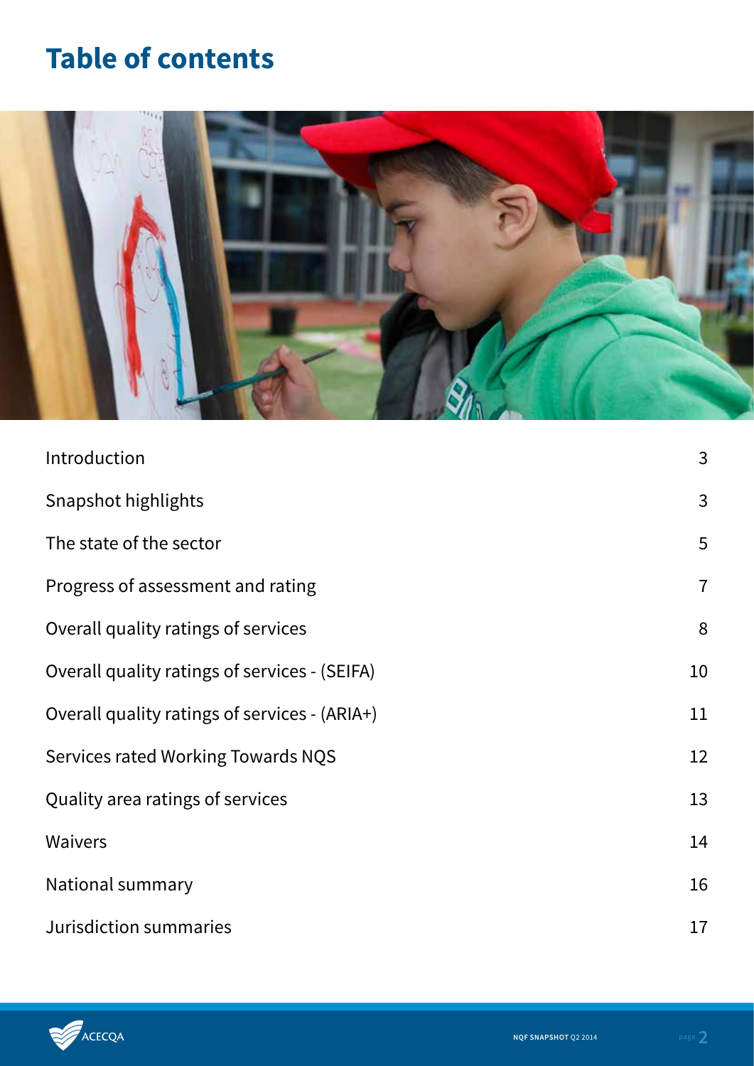# Table of contents

| | |
|---|---|
| Introduction | 3 |
| Snapshot highlights | 3 |
| The state of the sector | 5 |
| Progress of assessment and rating | 7 |
| Overall quality ratings of services | 8 |
| Overall quality ratings of services - (SEIFA) | 10 |
| Overall quality ratings of services - (ARIA+) | 11 |
| Services rated Working Towards NQS | 12 |
| Quality area ratings of services | 13 |
| Waivers | 14 |
| National summary | 16 |
| Jurisdiction summaries | 17 |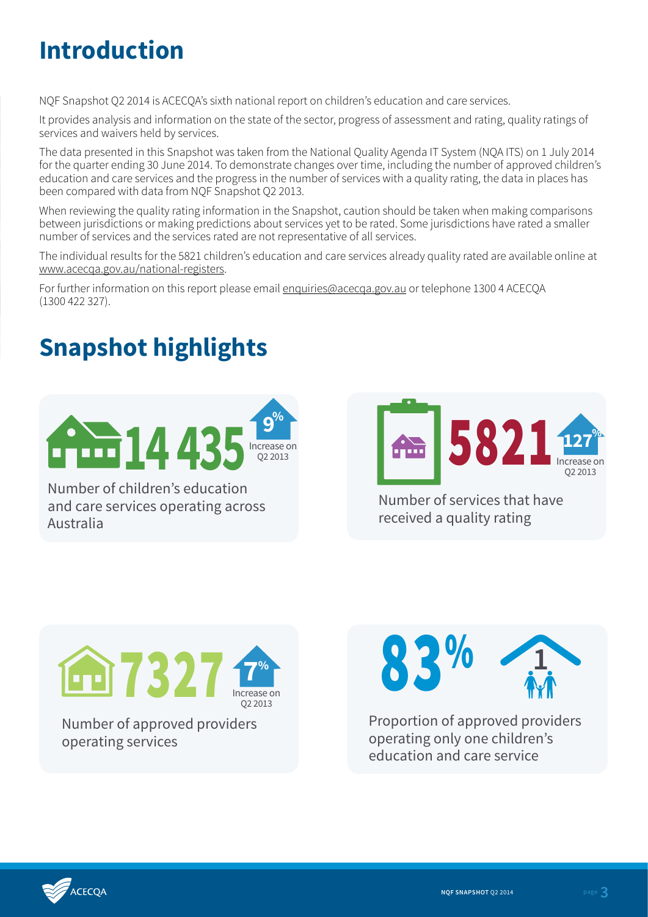# Introduction

NQF Snapshot Q2 2014 is ACECQA's sixth national report on children's education and care services.

It provides analysis and information on the state of the sector, progress of assessment and rating, quality ratings of services and waivers held by services.

The data presented in this Snapshot was taken from the National Quality Agenda IT System (NQA ITS) on 1 July 2014 for the quarter ending 30 June 2014. To demonstrate changes over time, including the number of approved children's education and care services and the progress in the number of services with a quality rating, the data in places has been compared with data from NQF Snapshot Q2 2013.

When reviewing the quality rating information in the Snapshot, caution should be taken when making comparisons between jurisdictions or making predictions about services yet to be rated. Some jurisdictions have rated a smaller number of services and the services rated are not representative of all services.

The individual results for the 5821 children's education and care services already quality rated are available online at www.acecqa.gov.au/national-registers.

For further information on this report please email enquiries@acecqa.gov.au or telephone 1300 4 ACECQA (1300 422 327).

# Snapshot highlights

**14 435** — 9% Increase on Q2 2013

Number of children's education and care services operating across Australia

**5821** — 127% Increase on Q2 2013

Number of services that have received a quality rating

**7327** — 7% Increase on Q2 2013

Number of approved providers operating services

**83%** — 1

Proportion of approved providers operating only one children's education and care service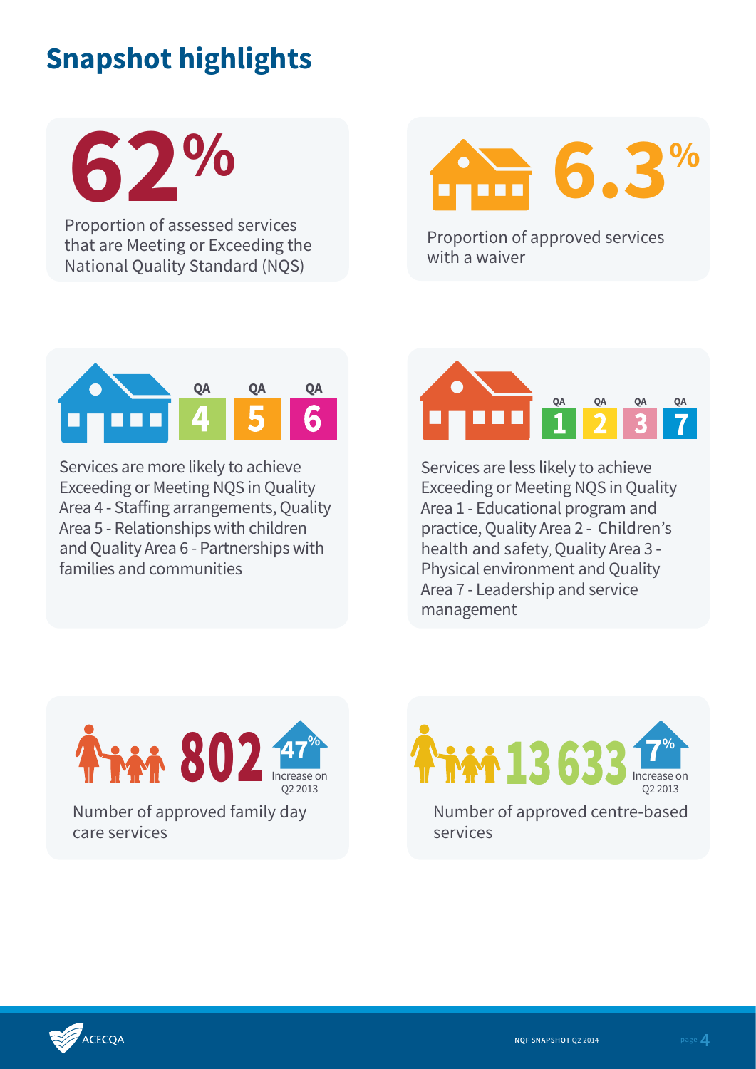# Snapshot highlights

**62%**

Proportion of assessed services that are Meeting or Exceeding the National Quality Standard (NQS)

**6.3%**

Proportion of approved services with a waiver

**QA 4 | QA 5 | QA 6**

Services are more likely to achieve Exceeding or Meeting NQS in Quality Area 4 - Staffing arrangements, Quality Area 5 - Relationships with children and Quality Area 6 - Partnerships with families and communities

**QA 1 | QA 2 | QA 3 | QA 7**

Services are less likely to achieve Exceeding or Meeting NQS in Quality Area 1 - Educational program and practice, Quality Area 2 - Children's health and safety, Quality Area 3 - Physical environment and Quality Area 7 - Leadership and service management

**802** — 47% Increase on Q2 2013

Number of approved family day care services

**13 633** — 7% Increase on Q2 2013

Number of approved centre-based services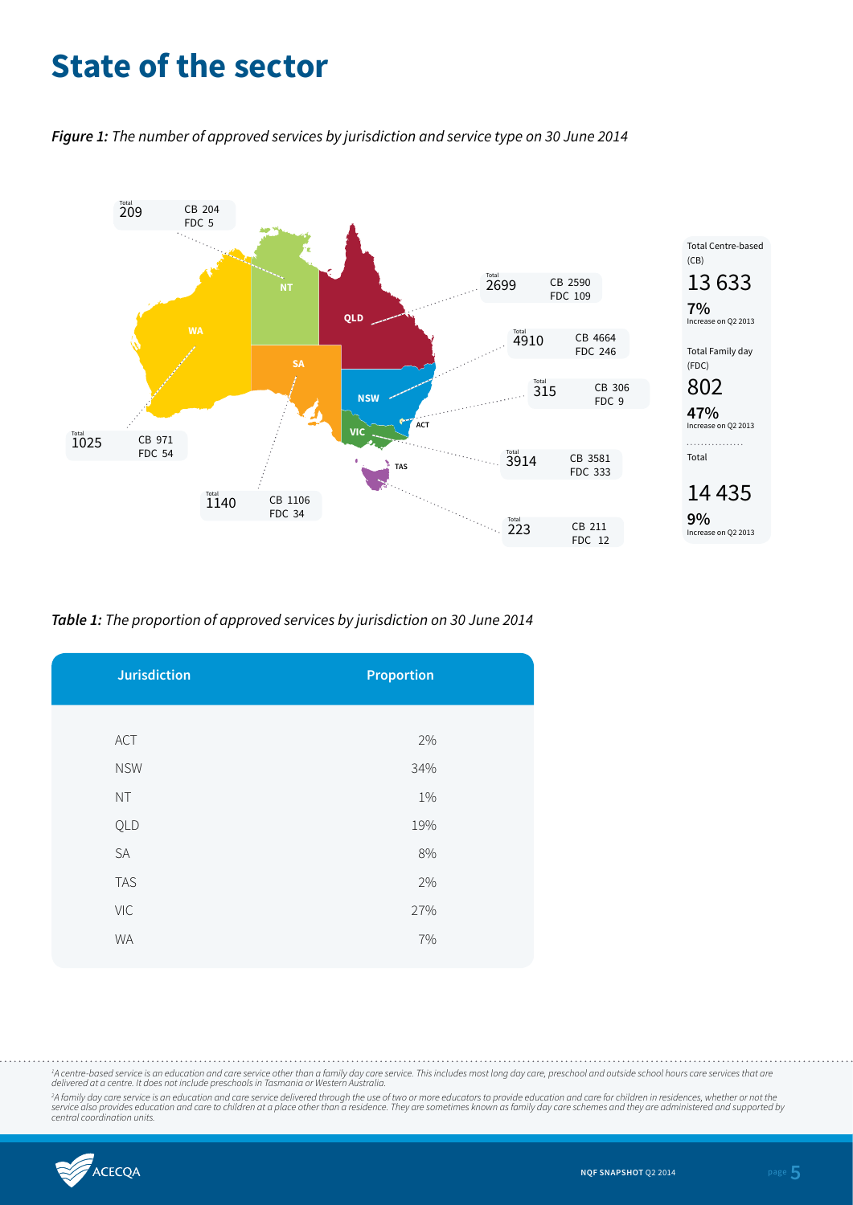# State of the sector

***Figure 1:*** *The number of approved services by jurisdiction and service type on 30 June 2014*

| Jurisdiction | Total | CB | FDC |
| --- | --- | --- | --- |
| NT | 209 | 204 | 5 |
| QLD | 2699 | 2590 | 109 |
| NSW | 4910 | 4664 | 246 |
| ACT | 315 | 306 | 9 |
| VIC | 3914 | 3581 | 333 |
| TAS | 223 | 211 | 12 |
| SA | 1140 | 1106 | 34 |
| WA | 1025 | 971 | 54 |

Total Centre-based (CB)

13 633

**7%** Increase on Q2 2013

Total Family day (FDC)

802

**47%** Increase on Q2 2013

Total

14 435

**9%** Increase on Q2 2013

***Table 1:*** *The proportion of approved services by jurisdiction on 30 June 2014*

| Jurisdiction | Proportion |
| --- | --- |
| ACT | 2% |
| NSW | 34% |
| NT | 1% |
| QLD | 19% |
| SA | 8% |
| TAS | 2% |
| VIC | 27% |
| WA | 7% |

*[1] A centre-based service is an education and care service other than a family day care service. This includes most long day care, preschool and outside school hours care services that are delivered at a centre. It does not include preschools in Tasmania or Western Australia.*

*[2] A family day care service is an education and care service delivered through the use of two or more educators to provide education and care for children in residences, whether or not the service also provides education and care to children at a place other than a residence. They are sometimes known as family day care schemes and they are administered and supported by central coordination units.*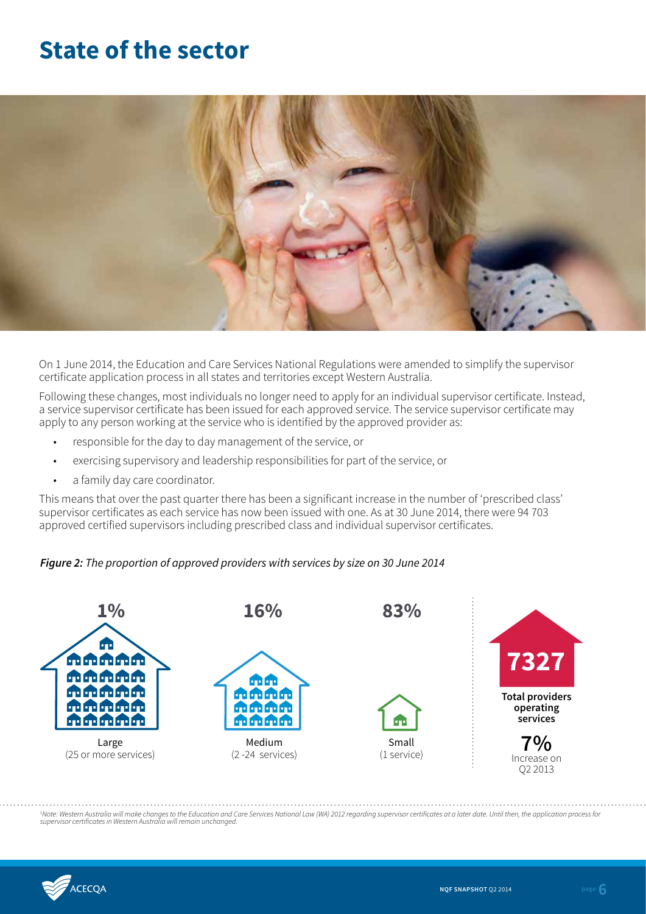# State of the sector

On 1 June 2014, the Education and Care Services National Regulations were amended to simplify the supervisor certificate application process in all states and territories except Western Australia.

Following these changes, most individuals no longer need to apply for an individual supervisor certificate. Instead, a service supervisor certificate has been issued for each approved service. The service supervisor certificate may apply to any person working at the service who is identified by the approved provider as:

- responsible for the day to day management of the service, or
- exercising supervisory and leadership responsibilities for part of the service, or
- a family day care coordinator.

This means that over the past quarter there has been a significant increase in the number of 'prescribed class' supervisor certificates as each service has now been issued with one. As at 30 June 2014, there were 94 703 approved certified supervisors including prescribed class and individual supervisor certificates.

***Figure 2:*** *The proportion of approved providers with services by size on 30 June 2014*

| Large (25 or more services) | Medium (2 -24 services) | Small (1 service) |
|---|---|---|
| 1% | 16% | 83% |

**7327** **Total providers operating services**

**7%** Increase on Q2 2013

[1]*Note: Western Australia will make changes to the Education and Care Services National Law (WA) 2012 regarding supervisor certificates at a later date. Until then, the application process for supervisor certificates in Western Australia will remain unchanged.*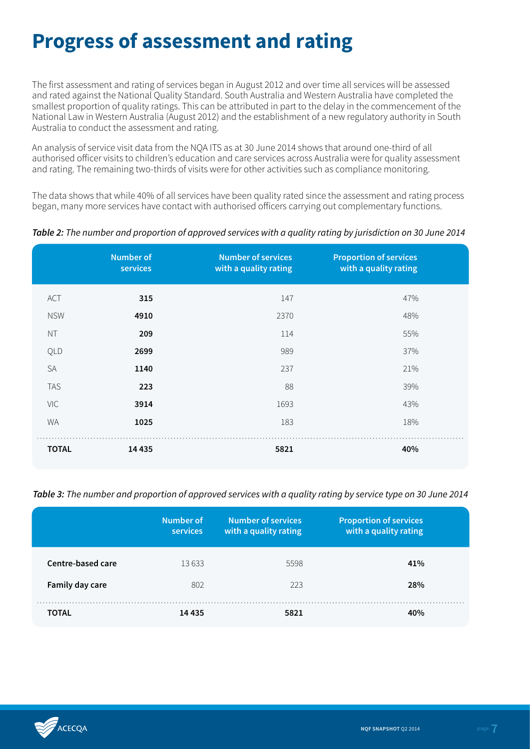# Progress of assessment and rating

The first assessment and rating of services began in August 2012 and over time all services will be assessed and rated against the National Quality Standard. South Australia and Western Australia have completed the smallest proportion of quality ratings. This can be attributed in part to the delay in the commencement of the National Law in Western Australia (August 2012) and the establishment of a new regulatory authority in South Australia to conduct the assessment and rating.

An analysis of service visit data from the NQA ITS as at 30 June 2014 shows that around one-third of all authorised officer visits to children's education and care services across Australia were for quality assessment and rating. The remaining two-thirds of visits were for other activities such as compliance monitoring.

The data shows that while 40% of all services have been quality rated since the assessment and rating process began, many more services have contact with authorised officers carrying out complementary functions.

***Table 2:*** *The number and proportion of approved services with a quality rating by jurisdiction on 30 June 2014*

| | Number of services | Number of services with a quality rating | Proportion of services with a quality rating |
|---|---|---|---|
| ACT | **315** | 147 | 47% |
| NSW | **4910** | 2370 | 48% |
| NT | **209** | 114 | 55% |
| QLD | **2699** | 989 | 37% |
| SA | **1140** | 237 | 21% |
| TAS | **223** | 88 | 39% |
| VIC | **3914** | 1693 | 43% |
| WA | **1025** | 183 | 18% |
| **TOTAL** | **14 435** | **5821** | **40%** |

***Table 3:*** *The number and proportion of approved services with a quality rating by service type on 30 June 2014*

| | Number of services | Number of services with a quality rating | Proportion of services with a quality rating |
|---|---|---|---|
| **Centre-based care** | 13 633 | 5598 | **41%** |
| **Family day care** | 802 | 223 | **28%** |
| **TOTAL** | **14 435** | **5821** | **40%** |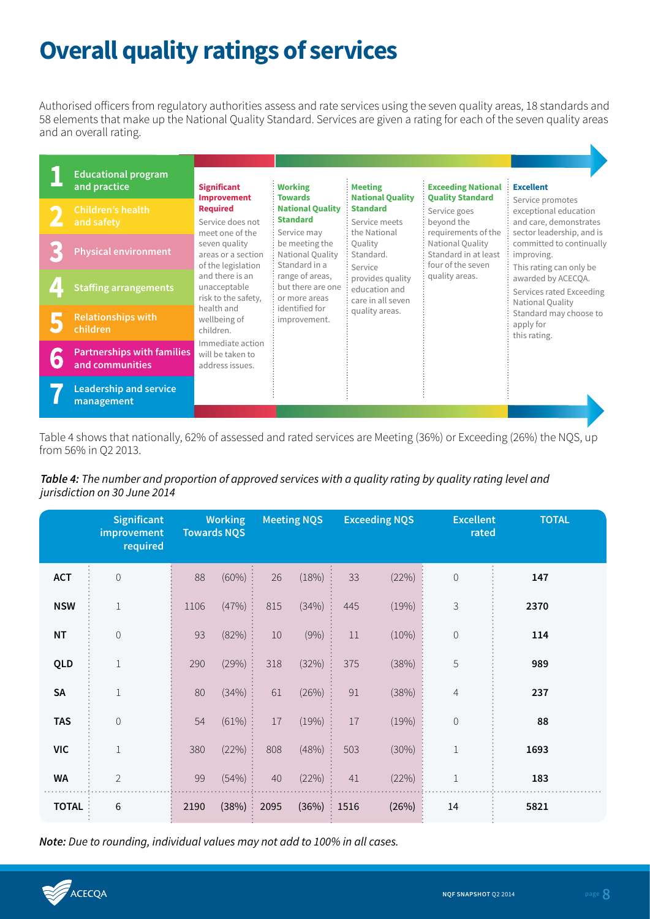# Overall quality ratings of services

Authorised officers from regulatory authorities assess and rate services using the seven quality areas, 18 standards and 58 elements that make up the National Quality Standard. Services are given a rating for each of the seven quality areas and an overall rating.

| Quality areas | Significant Improvement Required | Working Towards National Quality Standard | Meeting National Quality Standard | Exceeding National Quality Standard | Excellent |
|---|---|---|---|---|---|
| 1 Educational program and practice<br>2 Children's health and safety<br>3 Physical environment<br>4 Staffing arrangements<br>5 Relationships with children<br>6 Partnerships with families and communities<br>7 Leadership and service management | Service does not meet one of the seven quality areas or a section of the legislation and there is an unacceptable risk to the safety, health and wellbeing of children. Immediate action will be taken to address issues. | Service may be meeting the National Quality Standard in a range of areas, but there are one or more areas identified for improvement. | Service meets the National Quality Standard. Service provides quality education and care in all seven quality areas. | Service goes beyond the requirements of the National Quality Standard in at least four of the seven quality areas. | Service promotes exceptional education and care, demonstrates sector leadership, and is committed to continually improving. This rating can only be awarded by ACECQA. Services rated Exceeding National Quality Standard may choose to apply for this rating. |

Table 4 shows that nationally, 62% of assessed and rated services are Meeting (36%) or Exceeding (26%) the NQS, up from 56% in Q2 2013.

***Table 4:*** *The number and proportion of approved services with a quality rating by quality rating level and jurisdiction on 30 June 2014*

| | Significant improvement required | Working Towards NQS | | Meeting NQS | | Exceeding NQS | | Excellent rated | TOTAL |
|---|---|---|---|---|---|---|---|---|---|
| **ACT** | 0 | 88 | (60%) | 26 | (18%) | 33 | (22%) | 0 | **147** |
| **NSW** | 1 | 1106 | (47%) | 815 | (34%) | 445 | (19%) | 3 | **2370** |
| **NT** | 0 | 93 | (82%) | 10 | (9%) | 11 | (10%) | 0 | **114** |
| **QLD** | 1 | 290 | (29%) | 318 | (32%) | 375 | (38%) | 5 | **989** |
| **SA** | 1 | 80 | (34%) | 61 | (26%) | 91 | (38%) | 4 | **237** |
| **TAS** | 0 | 54 | (61%) | 17 | (19%) | 17 | (19%) | 0 | **88** |
| **VIC** | 1 | 380 | (22%) | 808 | (48%) | 503 | (30%) | 1 | **1693** |
| **WA** | 2 | 99 | (54%) | 40 | (22%) | 41 | (22%) | 1 | **183** |
| **TOTAL** | **6** | **2190** | **(38%)** | **2095** | **(36%)** | **1516** | **(26%)** | **14** | **5821** |

***Note:*** *Due to rounding, individual values may not add to 100% in all cases.*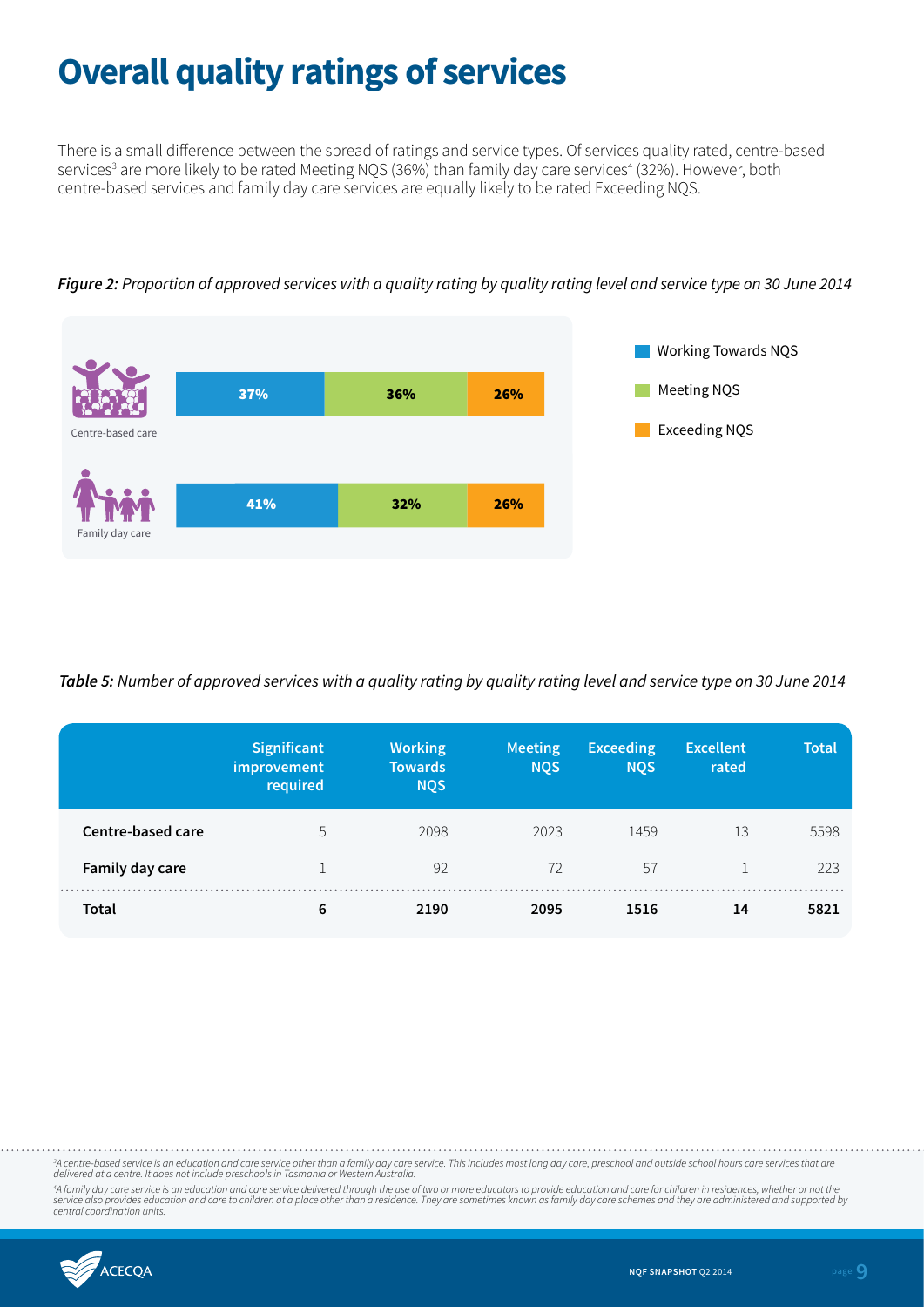# Overall quality ratings of services

There is a small difference between the spread of ratings and service types. Of services quality rated, centre-based services[3] are more likely to be rated Meeting NQS (36%) than family day care services[4] (32%). However, both centre-based services and family day care services are equally likely to be rated Exceeding NQS.

***Figure 2:*** *Proportion of approved services with a quality rating by quality rating level and service type on 30 June 2014*

| Service type | Working Towards NQS | Meeting NQS | Exceeding NQS |
|---|---|---|---|
| Centre-based care | 37% | 36% | 26% |
| Family day care | 41% | 32% | 26% |

***Table 5:*** *Number of approved services with a quality rating by quality rating level and service type on 30 June 2014*

| | Significant improvement required | Working Towards NQS | Meeting NQS | Exceeding NQS | Excellent rated | Total |
|---|---|---|---|---|---|---|
| **Centre-based care** | 5 | 2098 | 2023 | 1459 | 13 | 5598 |
| **Family day care** | 1 | 92 | 72 | 57 | 1 | 223 |
| **Total** | **6** | **2190** | **2095** | **1516** | **14** | **5821** |

*[3] A centre-based service is an education and care service other than a family day care service. This includes most long day care, preschool and outside school hours care services that are delivered at a centre. It does not include preschools in Tasmania or Western Australia.*

*[4] A family day care service is an education and care service delivered through the use of two or more educators to provide education and care for children in residences, whether or not the service also provides education and care to children at a place other than a residence. They are sometimes known as family day care schemes and they are administered and supported by central coordination units.*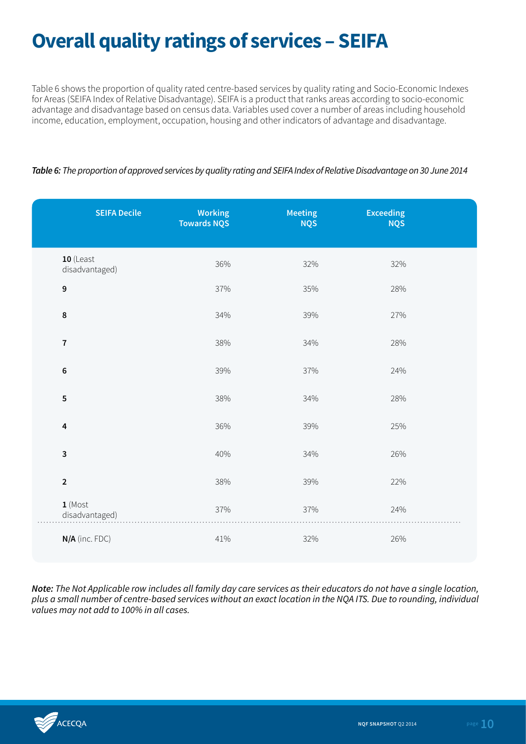# Overall quality ratings of services – SEIFA

Table 6 shows the proportion of quality rated centre-based services by quality rating and Socio-Economic Indexes for Areas (SEIFA Index of Relative Disadvantage). SEIFA is a product that ranks areas according to socio-economic advantage and disadvantage based on census data. Variables used cover a number of areas including household income, education, employment, occupation, housing and other indicators of advantage and disadvantage.

***Table 6:*** *The proportion of approved services by quality rating and SEIFA Index of Relative Disadvantage on 30 June 2014*

| SEIFA Decile | Working Towards NQS | Meeting NQS | Exceeding NQS |
|---|---|---|---|
| **10** (Least disadvantaged) | 36% | 32% | 32% |
| **9** | 37% | 35% | 28% |
| **8** | 34% | 39% | 27% |
| **7** | 38% | 34% | 28% |
| **6** | 39% | 37% | 24% |
| **5** | 38% | 34% | 28% |
| **4** | 36% | 39% | 25% |
| **3** | 40% | 34% | 26% |
| **2** | 38% | 39% | 22% |
| **1** (Most disadvantaged) | 37% | 37% | 24% |
| **N/A** (inc. FDC) | 41% | 32% | 26% |

***Note:*** *The Not Applicable row includes all family day care services as their educators do not have a single location, plus a small number of centre-based services without an exact location in the NQA ITS. Due to rounding, individual values may not add to 100% in all cases.*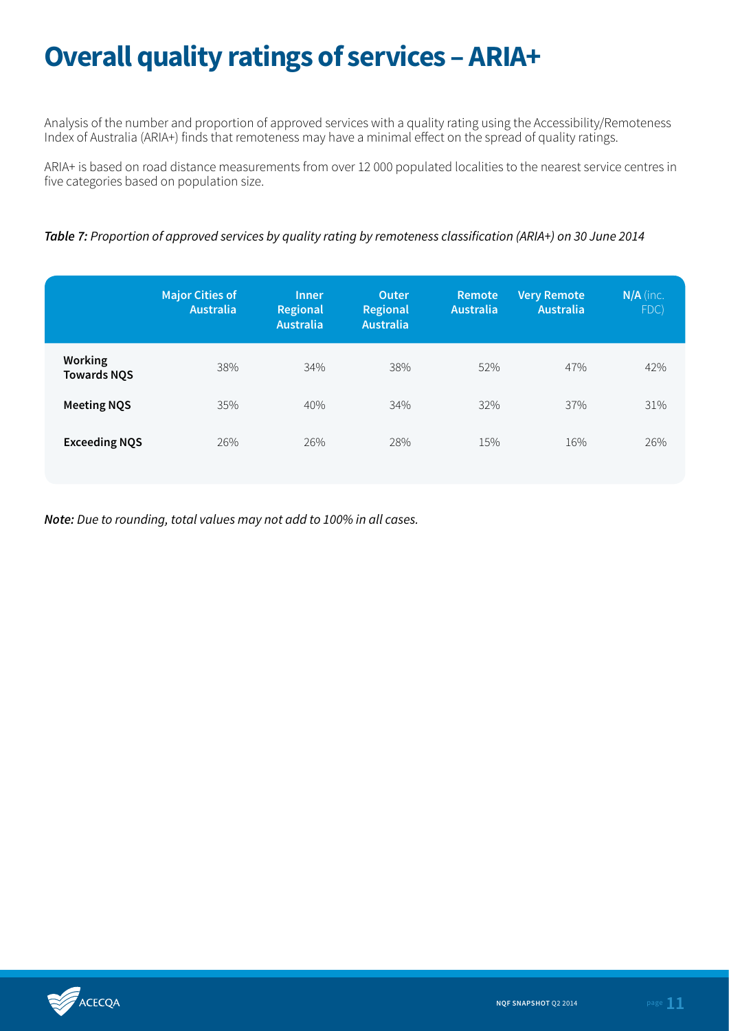# Overall quality ratings of services – ARIA+

Analysis of the number and proportion of approved services with a quality rating using the Accessibility/Remoteness Index of Australia (ARIA+) finds that remoteness may have a minimal effect on the spread of quality ratings.

ARIA+ is based on road distance measurements from over 12 000 populated localities to the nearest service centres in five categories based on population size.

***Table 7:*** *Proportion of approved services by quality rating by remoteness classification (ARIA+) on 30 June 2014*

| | Major Cities of Australia | Inner Regional Australia | Outer Regional Australia | Remote Australia | Very Remote Australia | N/A (inc. FDC) |
|---|---|---|---|---|---|---|
| **Working Towards NQS** | 38% | 34% | 38% | 52% | 47% | 42% |
| **Meeting NQS** | 35% | 40% | 34% | 32% | 37% | 31% |
| **Exceeding NQS** | 26% | 26% | 28% | 15% | 16% | 26% |

***Note:*** *Due to rounding, total values may not add to 100% in all cases.*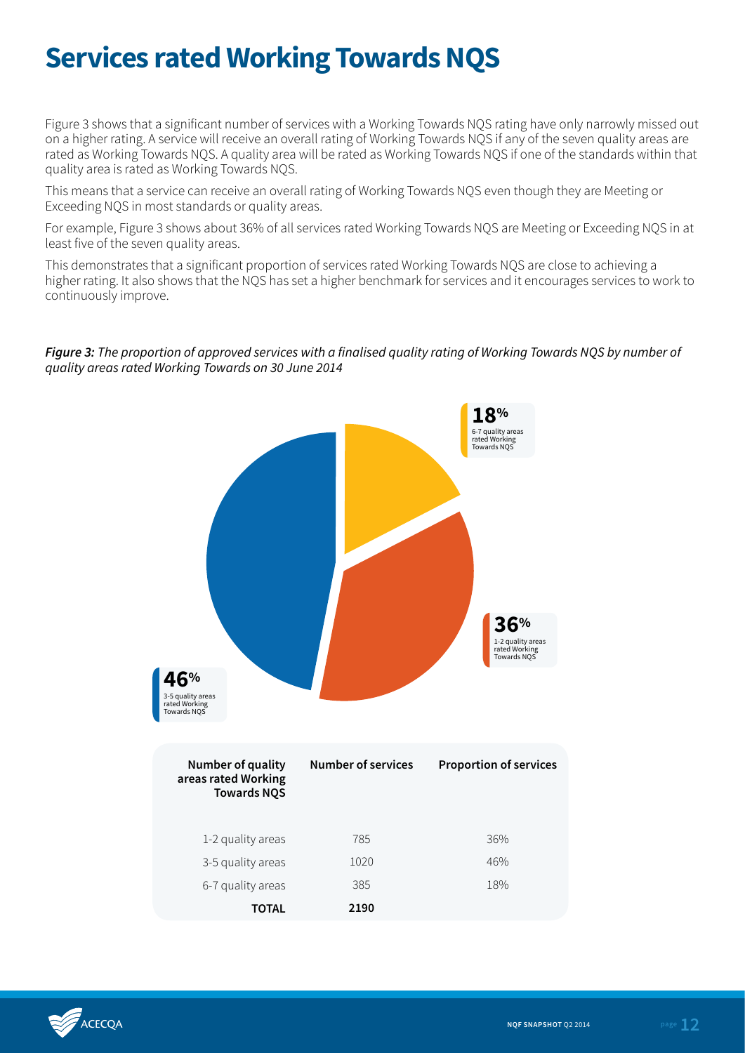# Services rated Working Towards NQS

Figure 3 shows that a significant number of services with a Working Towards NQS rating have only narrowly missed out on a higher rating. A service will receive an overall rating of Working Towards NQS if any of the seven quality areas are rated as Working Towards NQS. A quality area will be rated as Working Towards NQS if one of the standards within that quality area is rated as Working Towards NQS.

This means that a service can receive an overall rating of Working Towards NQS even though they are Meeting or Exceeding NQS in most standards or quality areas.

For example, Figure 3 shows about 36% of all services rated Working Towards NQS are Meeting or Exceeding NQS in at least five of the seven quality areas.

This demonstrates that a significant proportion of services rated Working Towards NQS are close to achieving a higher rating. It also shows that the NQS has set a higher benchmark for services and it encourages services to work to continuously improve.

***Figure 3:*** *The proportion of approved services with a finalised quality rating of Working Towards NQS by number of quality areas rated Working Towards on 30 June 2014*

18% 6-7 quality areas rated Working Towards NQS

36% 1-2 quality areas rated Working Towards NQS

46% 3-5 quality areas rated Working Towards NQS

| Number of quality areas rated Working Towards NQS | Number of services | Proportion of services |
|---|---|---|
| 1-2 quality areas | 785 | 36% |
| 3-5 quality areas | 1020 | 46% |
| 6-7 quality areas | 385 | 18% |
| **TOTAL** | **2190** | |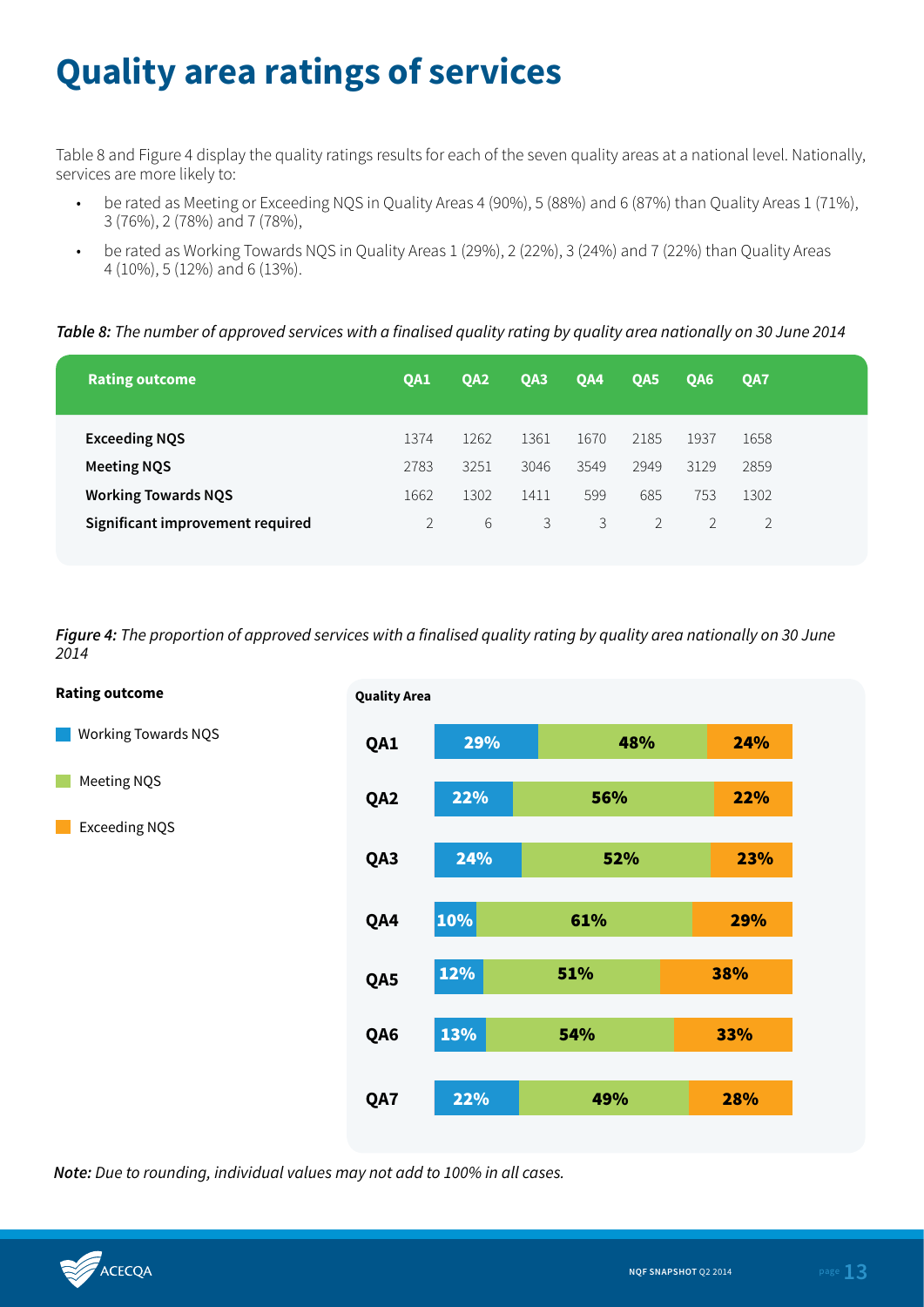# Quality area ratings of services

Table 8 and Figure 4 display the quality ratings results for each of the seven quality areas at a national level. Nationally, services are more likely to:

- be rated as Meeting or Exceeding NQS in Quality Areas 4 (90%), 5 (88%) and 6 (87%) than Quality Areas 1 (71%), 3 (76%), 2 (78%) and 7 (78%),
- be rated as Working Towards NQS in Quality Areas 1 (29%), 2 (22%), 3 (24%) and 7 (22%) than Quality Areas 4 (10%), 5 (12%) and 6 (13%).

***Table 8:*** *The number of approved services with a finalised quality rating by quality area nationally on 30 June 2014*

| Rating outcome | QA1 | QA2 | QA3 | QA4 | QA5 | QA6 | QA7 |
|---|---|---|---|---|---|---|---|
| **Exceeding NQS** | 1374 | 1262 | 1361 | 1670 | 2185 | 1937 | 1658 |
| **Meeting NQS** | 2783 | 3251 | 3046 | 3549 | 2949 | 3129 | 2859 |
| **Working Towards NQS** | 1662 | 1302 | 1411 | 599 | 685 | 753 | 1302 |
| **Significant improvement required** | 2 | 6 | 3 | 3 | 2 | 2 | 2 |

***Figure 4:*** *The proportion of approved services with a finalised quality rating by quality area nationally on 30 June 2014*

| Quality Area | Working Towards NQS | Meeting NQS | Exceeding NQS |
|---|---|---|---|
| QA1 | 29% | 48% | 24% |
| QA2 | 22% | 56% | 22% |
| QA3 | 24% | 52% | 23% |
| QA4 | 10% | 61% | 29% |
| QA5 | 12% | 51% | 38% |
| QA6 | 13% | 54% | 33% |
| QA7 | 22% | 49% | 28% |

***Note:*** *Due to rounding, individual values may not add to 100% in all cases.*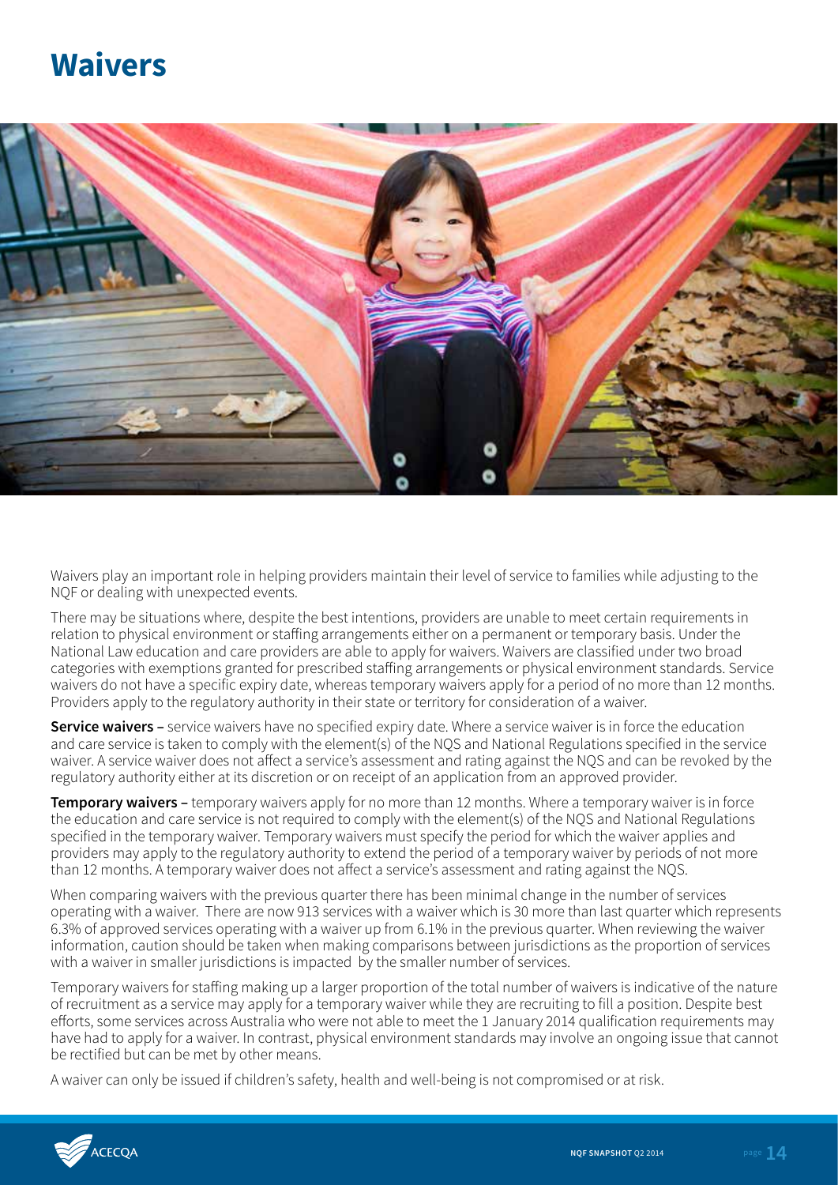# Waivers

Waivers play an important role in helping providers maintain their level of service to families while adjusting to the NQF or dealing with unexpected events.

There may be situations where, despite the best intentions, providers are unable to meet certain requirements in relation to physical environment or staffing arrangements either on a permanent or temporary basis. Under the National Law education and care providers are able to apply for waivers. Waivers are classified under two broad categories with exemptions granted for prescribed staffing arrangements or physical environment standards. Service waivers do not have a specific expiry date, whereas temporary waivers apply for a period of no more than 12 months. Providers apply to the regulatory authority in their state or territory for consideration of a waiver.

**Service waivers –** service waivers have no specified expiry date. Where a service waiver is in force the education and care service is taken to comply with the element(s) of the NQS and National Regulations specified in the service waiver. A service waiver does not affect a service's assessment and rating against the NQS and can be revoked by the regulatory authority either at its discretion or on receipt of an application from an approved provider.

**Temporary waivers –** temporary waivers apply for no more than 12 months. Where a temporary waiver is in force the education and care service is not required to comply with the element(s) of the NQS and National Regulations specified in the temporary waiver. Temporary waivers must specify the period for which the waiver applies and providers may apply to the regulatory authority to extend the period of a temporary waiver by periods of not more than 12 months. A temporary waiver does not affect a service's assessment and rating against the NQS.

When comparing waivers with the previous quarter there has been minimal change in the number of services operating with a waiver. There are now 913 services with a waiver which is 30 more than last quarter which represents 6.3% of approved services operating with a waiver up from 6.1% in the previous quarter. When reviewing the waiver information, caution should be taken when making comparisons between jurisdictions as the proportion of services with a waiver in smaller jurisdictions is impacted by the smaller number of services.

Temporary waivers for staffing making up a larger proportion of the total number of waivers is indicative of the nature of recruitment as a service may apply for a temporary waiver while they are recruiting to fill a position. Despite best efforts, some services across Australia who were not able to meet the 1 January 2014 qualification requirements may have had to apply for a waiver. In contrast, physical environment standards may involve an ongoing issue that cannot be rectified but can be met by other means.

A waiver can only be issued if children's safety, health and well-being is not compromised or at risk.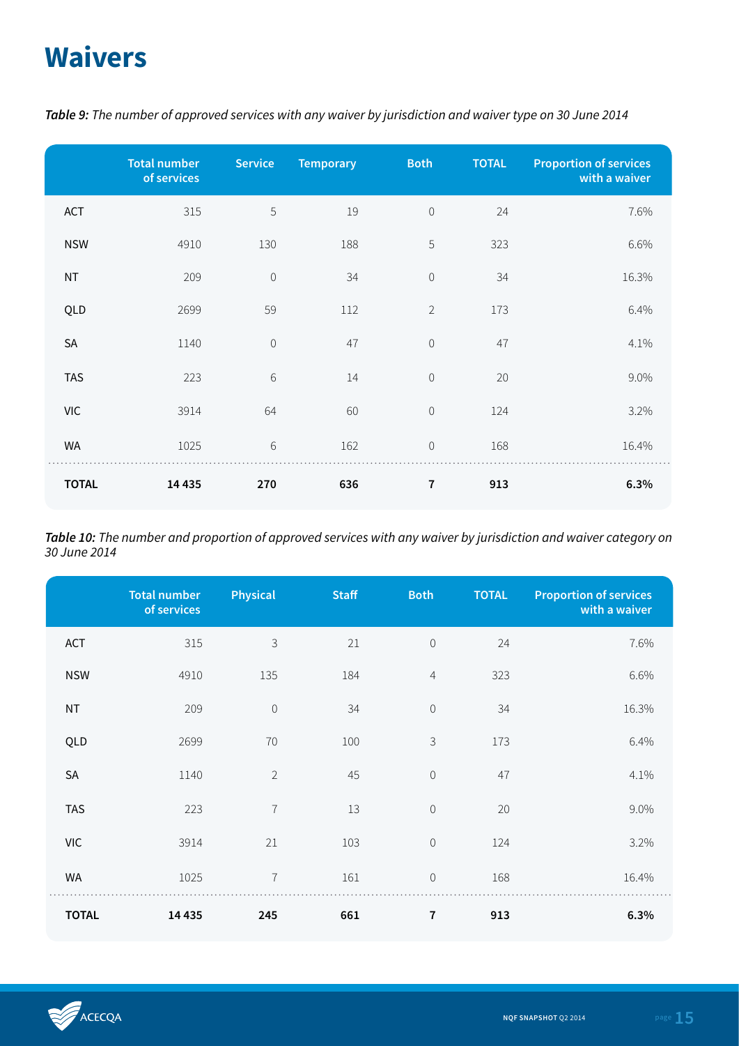# Waivers

***Table 9:*** *The number of approved services with any waiver by jurisdiction and waiver type on 30 June 2014*

| | Total number of services | Service | Temporary | Both | TOTAL | Proportion of services with a waiver |
|---|---|---|---|---|---|---|
| ACT | 315 | 5 | 19 | 0 | 24 | 7.6% |
| NSW | 4910 | 130 | 188 | 5 | 323 | 6.6% |
| NT | 209 | 0 | 34 | 0 | 34 | 16.3% |
| QLD | 2699 | 59 | 112 | 2 | 173 | 6.4% |
| SA | 1140 | 0 | 47 | 0 | 47 | 4.1% |
| TAS | 223 | 6 | 14 | 0 | 20 | 9.0% |
| VIC | 3914 | 64 | 60 | 0 | 124 | 3.2% |
| WA | 1025 | 6 | 162 | 0 | 168 | 16.4% |
| **TOTAL** | **14 435** | **270** | **636** | **7** | **913** | **6.3%** |

***Table 10:*** *The number and proportion of approved services with any waiver by jurisdiction and waiver category on 30 June 2014*

| | Total number of services | Physical | Staff | Both | TOTAL | Proportion of services with a waiver |
|---|---|---|---|---|---|---|
| ACT | 315 | 3 | 21 | 0 | 24 | 7.6% |
| NSW | 4910 | 135 | 184 | 4 | 323 | 6.6% |
| NT | 209 | 0 | 34 | 0 | 34 | 16.3% |
| QLD | 2699 | 70 | 100 | 3 | 173 | 6.4% |
| SA | 1140 | 2 | 45 | 0 | 47 | 4.1% |
| TAS | 223 | 7 | 13 | 0 | 20 | 9.0% |
| VIC | 3914 | 21 | 103 | 0 | 124 | 3.2% |
| WA | 1025 | 7 | 161 | 0 | 168 | 16.4% |
| **TOTAL** | **14 435** | **245** | **661** | **7** | **913** | **6.3%** |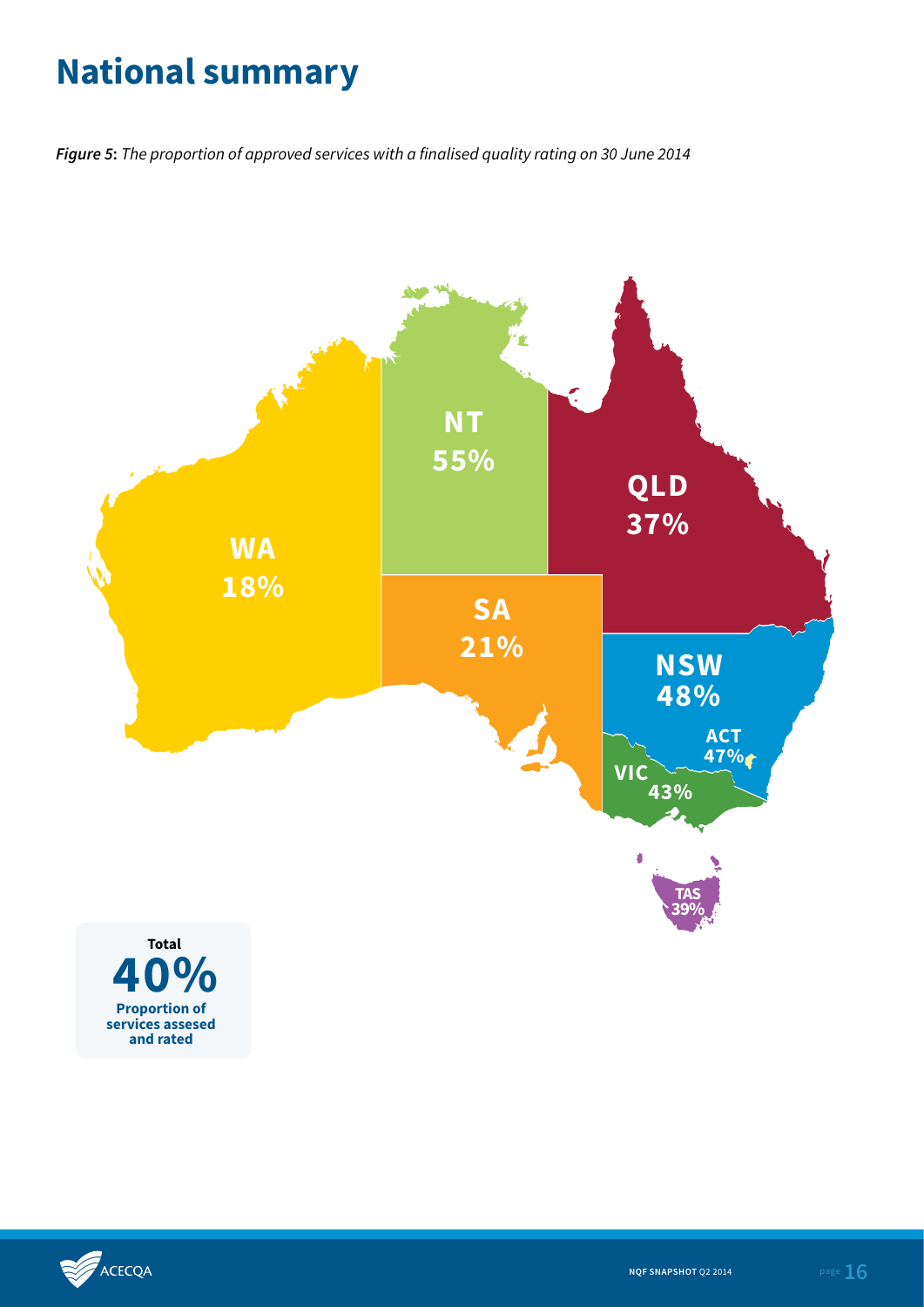# National summary

***Figure 5***: *The proportion of approved services with a finalised quality rating on 30 June 2014*

**NT**
**55%**

**QLD**
**37%**

**WA**
**18%**

**SA**
**21%**

**NSW**
**48%**

**ACT**
**47%**

**VIC**
**43%**

**TAS**
**39%**

**Total**
**40%**
**Proportion of services assesed and rated**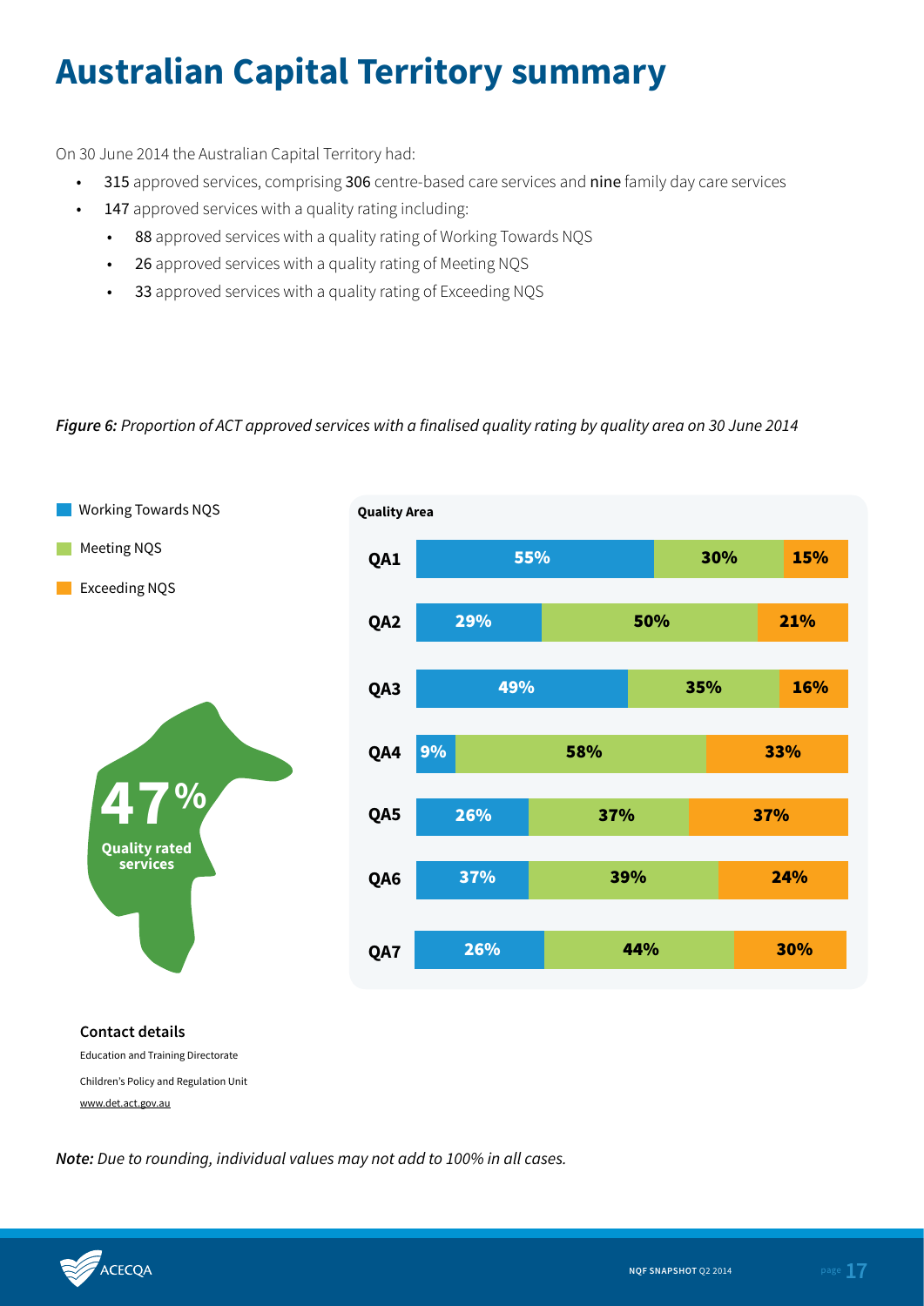# Australian Capital Territory summary

On 30 June 2014 the Australian Capital Territory had:

- 315 approved services, comprising 306 centre-based care services and nine family day care services
- 147 approved services with a quality rating including:
  - 88 approved services with a quality rating of Working Towards NQS
  - 26 approved services with a quality rating of Meeting NQS
  - 33 approved services with a quality rating of Exceeding NQS

*Figure 6: Proportion of ACT approved services with a finalised quality rating by quality area on 30 June 2014*

| Quality Area | Working Towards NQS | Meeting NQS | Exceeding NQS |
| --- | --- | --- | --- |
| QA1 | 55% | 30% | 15% |
| QA2 | 29% | 50% | 21% |
| QA3 | 49% | 35% | 16% |
| QA4 | 9% | 58% | 33% |
| QA5 | 26% | 37% | 37% |
| QA6 | 37% | 39% | 24% |
| QA7 | 26% | 44% | 30% |

**47%** Quality rated services

**Contact details**

Education and Training Directorate

Children's Policy and Regulation Unit

www.det.act.gov.au

*Note: Due to rounding, individual values may not add to 100% in all cases.*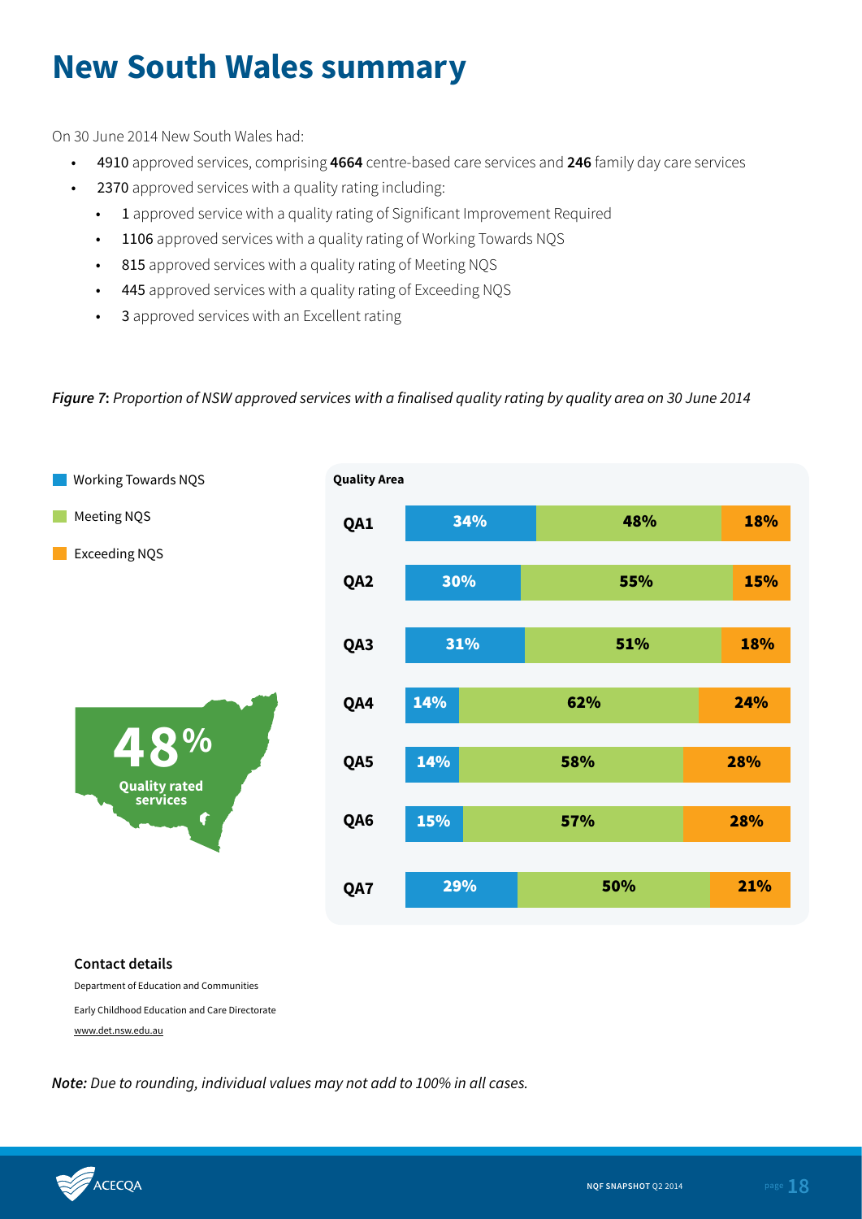# New South Wales summary

On 30 June 2014 New South Wales had:

- 4910 approved services, comprising **4664** centre-based care services and **246** family day care services
- 2370 approved services with a quality rating including:
  - 1 approved service with a quality rating of Significant Improvement Required
  - 1106 approved services with a quality rating of Working Towards NQS
  - 815 approved services with a quality rating of Meeting NQS
  - 445 approved services with a quality rating of Exceeding NQS
  - 3 approved services with an Excellent rating

***Figure 7*: *Proportion of NSW approved services with a finalised quality rating by quality area on 30 June 2014***

| Quality Area | Working Towards NQS | Meeting NQS | Exceeding NQS |
|---|---|---|---|
| QA1 | 34% | 48% | 18% |
| QA2 | 30% | 55% | 15% |
| QA3 | 31% | 51% | 18% |
| QA4 | 14% | 62% | 24% |
| QA5 | 14% | 58% | 28% |
| QA6 | 15% | 57% | 28% |
| QA7 | 29% | 50% | 21% |

**48%** Quality rated services

**Contact details**

Department of Education and Communities

Early Childhood Education and Care Directorate

www.det.nsw.edu.au

***Note:*** *Due to rounding, individual values may not add to 100% in all cases.*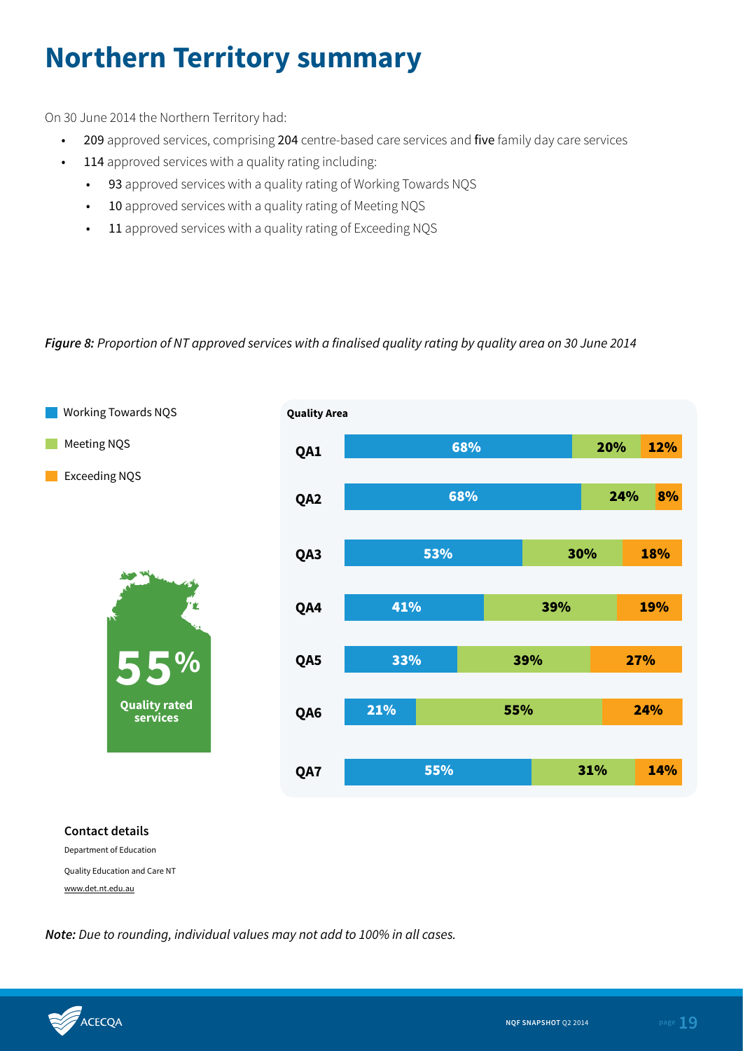# Northern Territory summary

On 30 June 2014 the Northern Territory had:

- 209 approved services, comprising 204 centre-based care services and five family day care services
- 114 approved services with a quality rating including:
    - 93 approved services with a quality rating of Working Towards NQS
    - 10 approved services with a quality rating of Meeting NQS
    - 11 approved services with a quality rating of Exceeding NQS

*Figure 8: Proportion of NT approved services with a finalised quality rating by quality area on 30 June 2014*

| Quality Area | Working Towards NQS | Meeting NQS | Exceeding NQS |
|---|---|---|---|
| QA1 | 68% | 20% | 12% |
| QA2 | 68% | 24% | 8% |
| QA3 | 53% | 30% | 18% |
| QA4 | 41% | 39% | 19% |
| QA5 | 33% | 39% | 27% |
| QA6 | 21% | 55% | 24% |
| QA7 | 55% | 31% | 14% |

**55%** Quality rated services

**Contact details**

Department of Education

Quality Education and Care NT

www.det.nt.edu.au

***Note:*** *Due to rounding, individual values may not add to 100% in all cases.*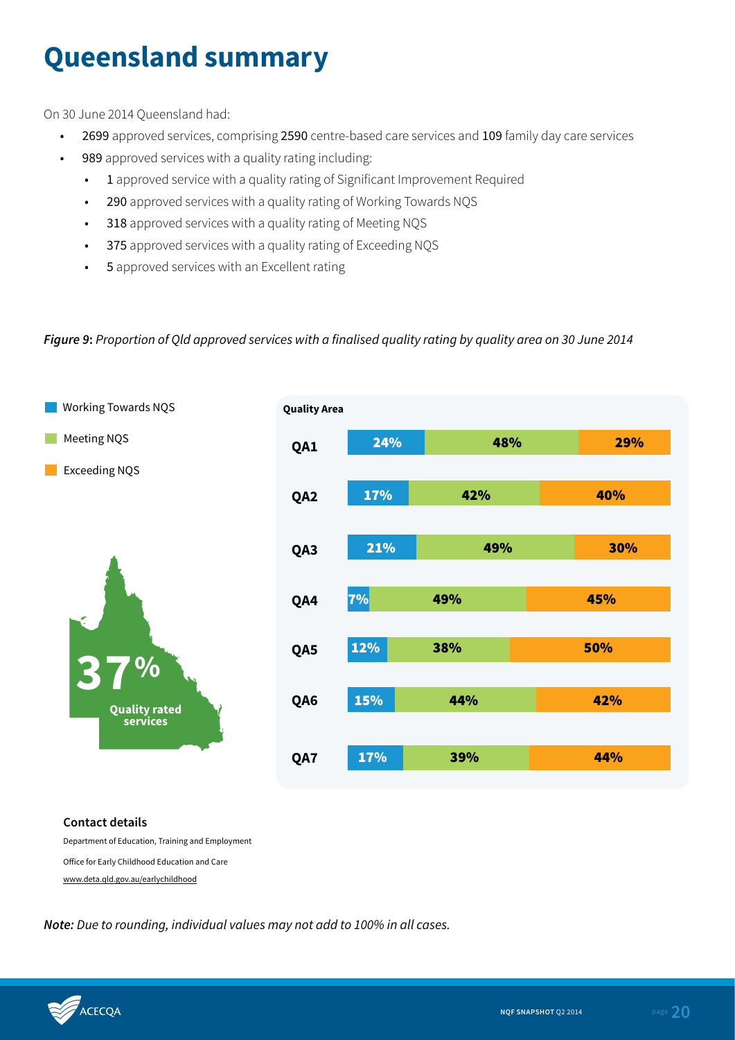# Queensland summary

On 30 June 2014 Queensland had:

- 2699 approved services, comprising 2590 centre-based care services and 109 family day care services
- 989 approved services with a quality rating including:
  - 1 approved service with a quality rating of Significant Improvement Required
  - 290 approved services with a quality rating of Working Towards NQS
  - 318 approved services with a quality rating of Meeting NQS
  - 375 approved services with a quality rating of Exceeding NQS
  - 5 approved services with an Excellent rating

***Figure 9***: *Proportion of Qld approved services with a finalised quality rating by quality area on 30 June 2014*

| Quality Area | Working Towards NQS | Meeting NQS | Exceeding NQS |
|---|---|---|---|
| QA1 | 24% | 48% | 29% |
| QA2 | 17% | 42% | 40% |
| QA3 | 21% | 49% | 30% |
| QA4 | 7% | 49% | 45% |
| QA5 | 12% | 38% | 50% |
| QA6 | 15% | 44% | 42% |
| QA7 | 17% | 39% | 44% |

**37%** Quality rated services

**Contact details**

Department of Education, Training and Employment

Office for Early Childhood Education and Care

www.deta.qld.gov.au/earlychildhood

***Note:*** *Due to rounding, individual values may not add to 100% in all cases.*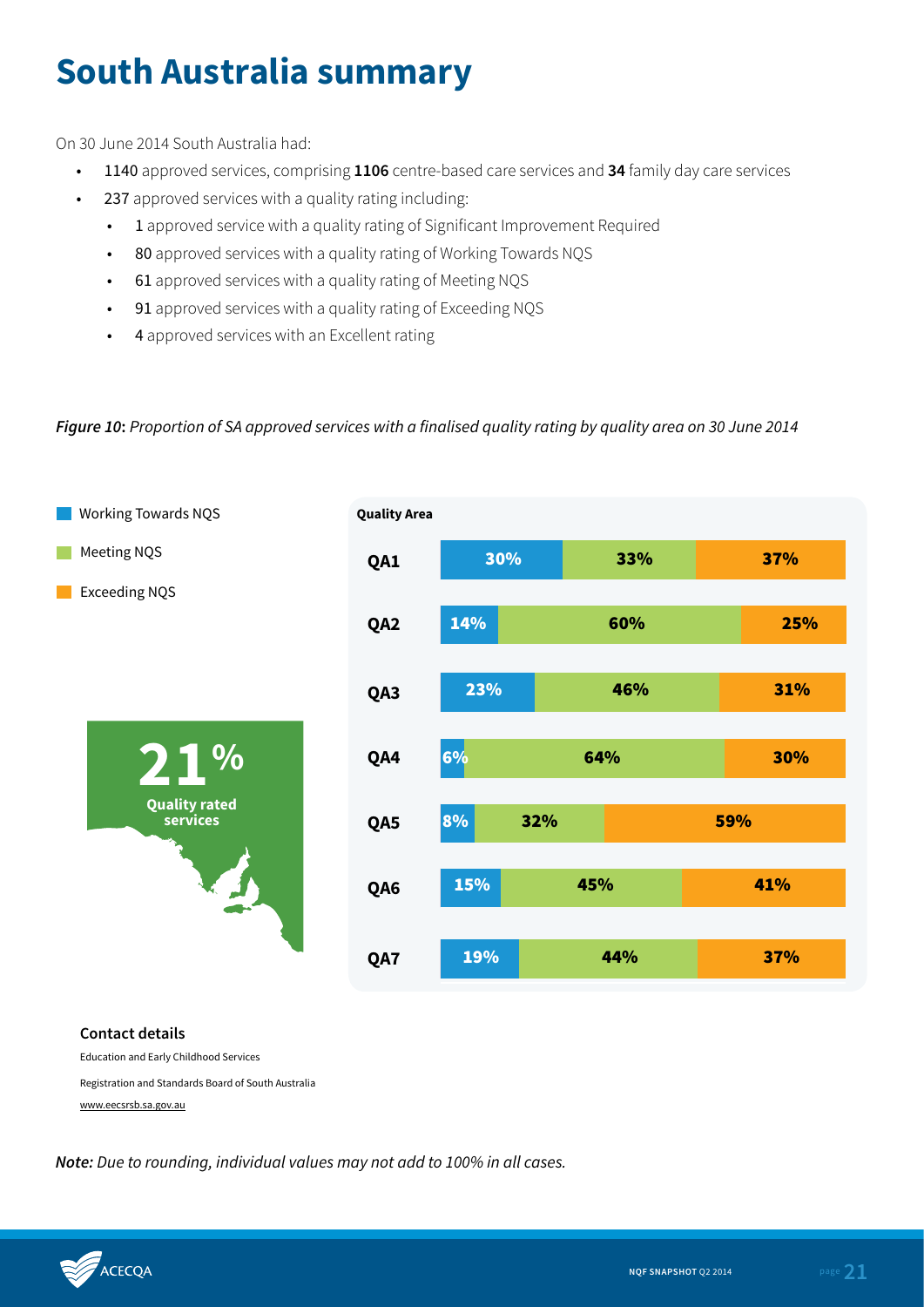# South Australia summary

On 30 June 2014 South Australia had:

- 1140 approved services, comprising **1106** centre-based care services and **34** family day care services
- 237 approved services with a quality rating including:
    - 1 approved service with a quality rating of Significant Improvement Required
    - 80 approved services with a quality rating of Working Towards NQS
    - 61 approved services with a quality rating of Meeting NQS
    - 91 approved services with a quality rating of Exceeding NQS
    - 4 approved services with an Excellent rating

***Figure 10***: *Proportion of SA approved services with a finalised quality rating by quality area on 30 June 2014*

| Quality Area | Working Towards NQS | Meeting NQS | Exceeding NQS |
|---|---|---|---|
| QA1 | 30% | 33% | 37% |
| QA2 | 14% | 60% | 25% |
| QA3 | 23% | 46% | 31% |
| QA4 | 6% | 64% | 30% |
| QA5 | 8% | 32% | 59% |
| QA6 | 15% | 45% | 41% |
| QA7 | 19% | 44% | 37% |

**21%** Quality rated services

**Contact details**

Education and Early Childhood Services

Registration and Standards Board of South Australia

www.eecsrsb.sa.gov.au

***Note:*** *Due to rounding, individual values may not add to 100% in all cases.*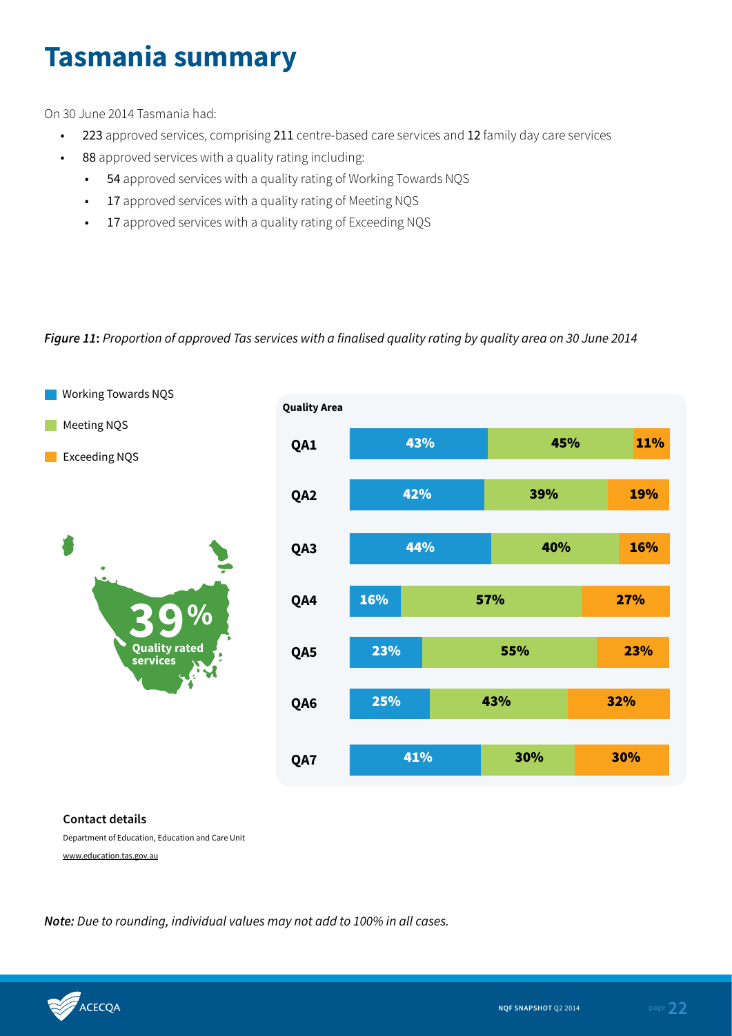# Tasmania summary

On 30 June 2014 Tasmania had:

- 223 approved services, comprising 211 centre-based care services and 12 family day care services
- 88 approved services with a quality rating including:
  - 54 approved services with a quality rating of Working Towards NQS
  - 17 approved services with a quality rating of Meeting NQS
  - 17 approved services with a quality rating of Exceeding NQS

***Figure 11**: Proportion of approved Tas services with a finalised quality rating by quality area on 30 June 2014*

**39%** Quality rated services

| Quality Area | Working Towards NQS | Meeting NQS | Exceeding NQS |
|---|---|---|---|
| QA1 | 43% | 45% | 11% |
| QA2 | 42% | 39% | 19% |
| QA3 | 44% | 40% | 16% |
| QA4 | 16% | 57% | 27% |
| QA5 | 23% | 55% | 23% |
| QA6 | 25% | 43% | 32% |
| QA7 | 41% | 30% | 30% |

**Contact details**

Department of Education, Education and Care Unit

www.education.tas.gov.au

***Note:** Due to rounding, individual values may not add to 100% in all cases.*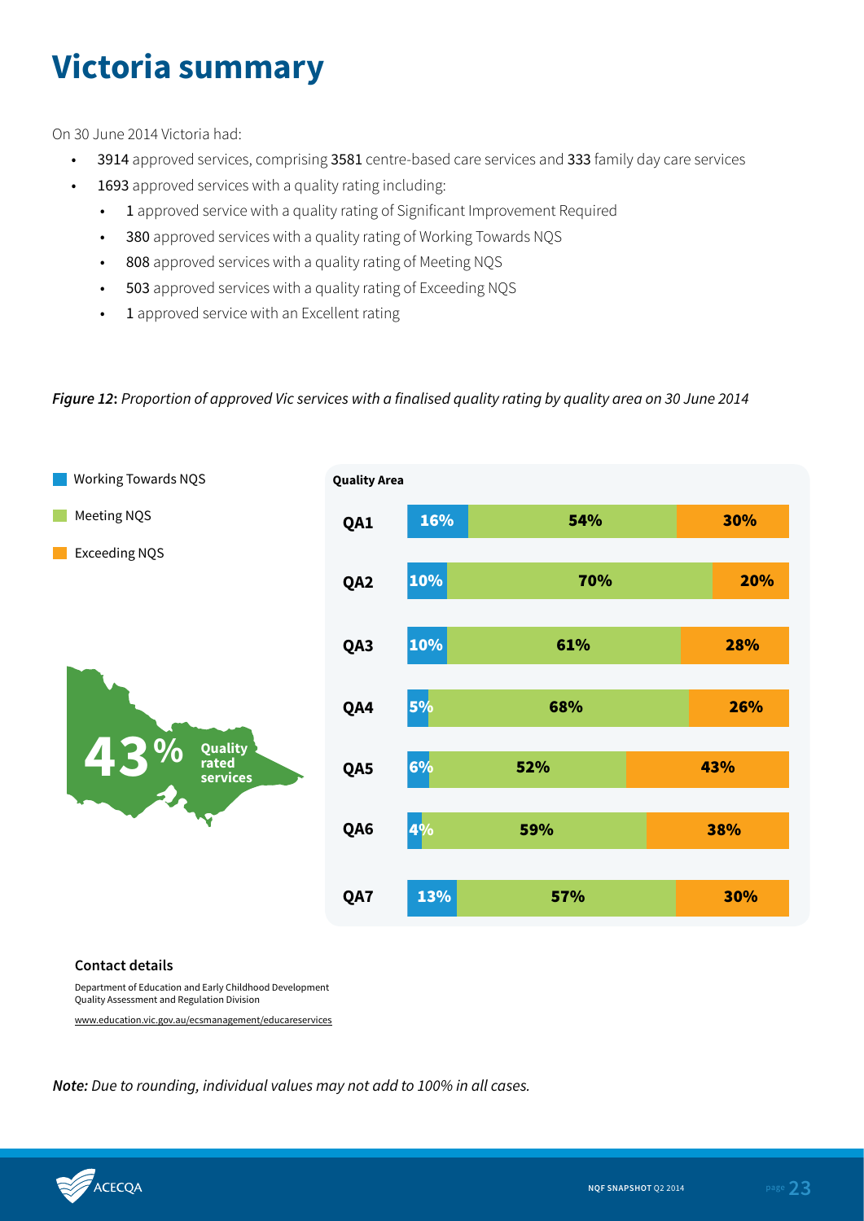# Victoria summary

On 30 June 2014 Victoria had:

- 3914 approved services, comprising 3581 centre-based care services and 333 family day care services
- 1693 approved services with a quality rating including:
  - 1 approved service with a quality rating of Significant Improvement Required
  - 380 approved services with a quality rating of Working Towards NQS
  - 808 approved services with a quality rating of Meeting NQS
  - 503 approved services with a quality rating of Exceeding NQS
  - 1 approved service with an Excellent rating

***Figure 12***: *Proportion of approved Vic services with a finalised quality rating by quality area on 30 June 2014*

| Quality Area | Working Towards NQS | Meeting NQS | Exceeding NQS |
| --- | --- | --- | --- |
| QA1 | 16% | 54% | 30% |
| QA2 | 10% | 70% | 20% |
| QA3 | 10% | 61% | 28% |
| QA4 | 5% | 68% | 26% |
| QA5 | 6% | 52% | 43% |
| QA6 | 4% | 59% | 38% |
| QA7 | 13% | 57% | 30% |

43% Quality rated services

**Contact details**

Department of Education and Early Childhood Development
Quality Assessment and Regulation Division

www.education.vic.gov.au/ecsmanagement/educareservices

***Note:*** *Due to rounding, individual values may not add to 100% in all cases.*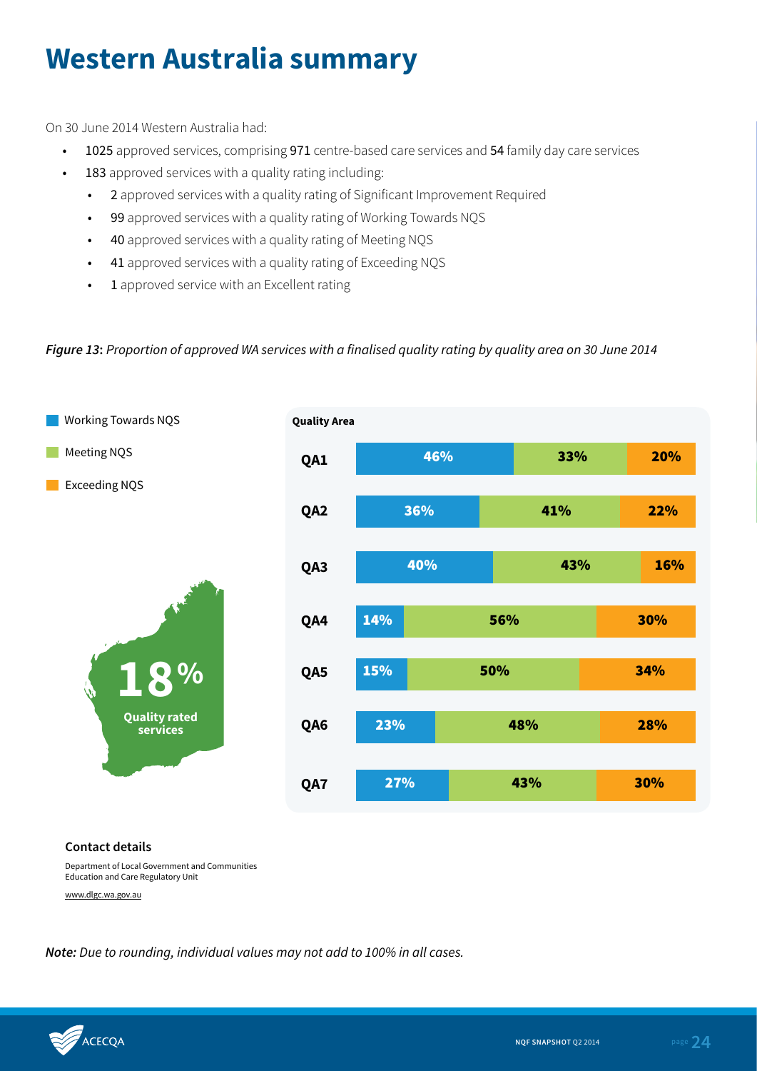# Western Australia summary

On 30 June 2014 Western Australia had:

- 1025 approved services, comprising 971 centre-based care services and 54 family day care services
- 183 approved services with a quality rating including:
  - 2 approved services with a quality rating of Significant Improvement Required
  - 99 approved services with a quality rating of Working Towards NQS
  - 40 approved services with a quality rating of Meeting NQS
  - 41 approved services with a quality rating of Exceeding NQS
  - 1 approved service with an Excellent rating

***Figure 13**: Proportion of approved WA services with a finalised quality rating by quality area on 30 June 2014*

| Quality Area | Working Towards NQS | Meeting NQS | Exceeding NQS |
|---|---|---|---|
| QA1 | 46% | 33% | 20% |
| QA2 | 36% | 41% | 22% |
| QA3 | 40% | 43% | 16% |
| QA4 | 14% | 56% | 30% |
| QA5 | 15% | 50% | 34% |
| QA6 | 23% | 48% | 28% |
| QA7 | 27% | 43% | 30% |

18% Quality rated services

**Contact details**

Department of Local Government and Communities
Education and Care Regulatory Unit

www.dlgc.wa.gov.au

***Note:** Due to rounding, individual values may not add to 100% in all cases.*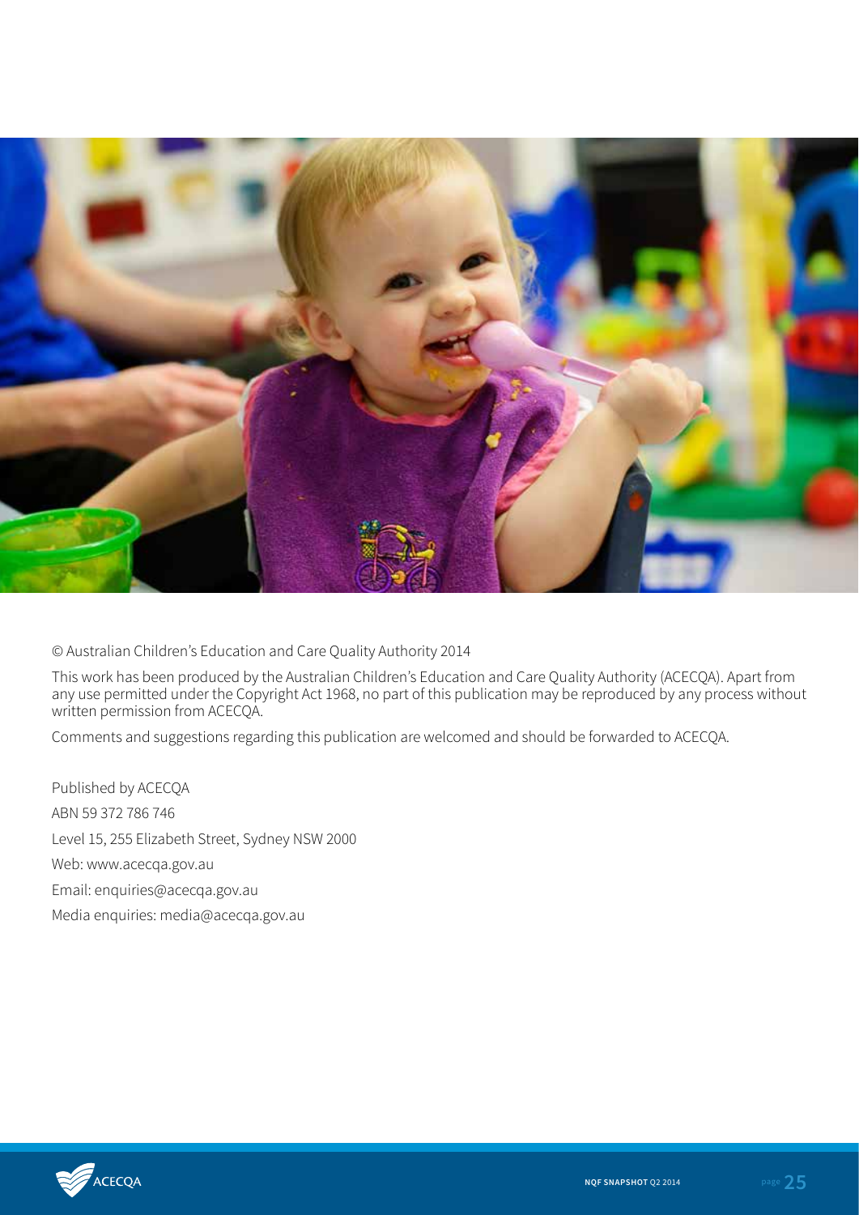© Australian Children's Education and Care Quality Authority 2014

This work has been produced by the Australian Children's Education and Care Quality Authority (ACECQA). Apart from any use permitted under the Copyright Act 1968, no part of this publication may be reproduced by any process without written permission from ACECQA.

Comments and suggestions regarding this publication are welcomed and should be forwarded to ACECQA.

Published by ACECQA

ABN 59 372 786 746

Level 15, 255 Elizabeth Street, Sydney NSW 2000

Web: www.acecqa.gov.au

Email: enquiries@acecqa.gov.au

Media enquiries: media@acecqa.gov.au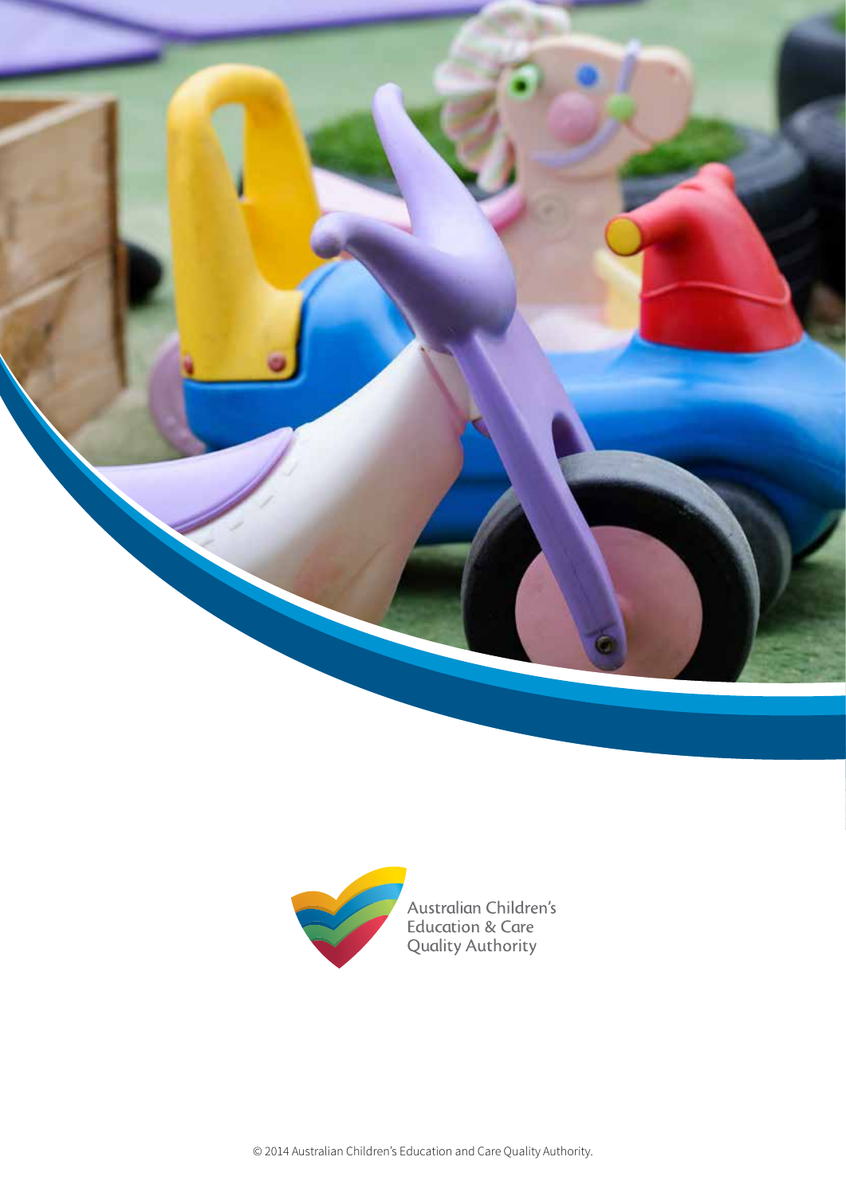Australian Children's Education & Care Quality Authority

© 2014 Australian Children's Education and Care Quality Authority.